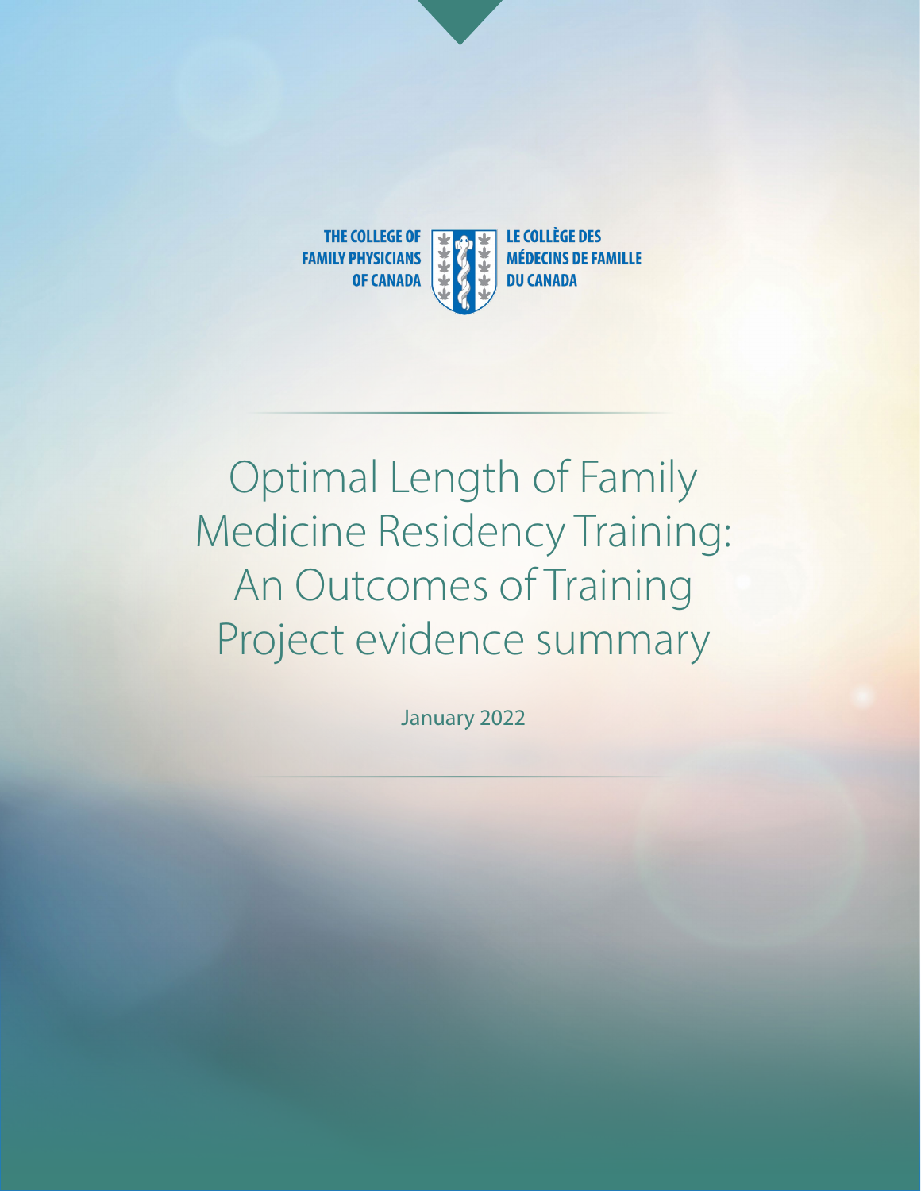THE COLLEGE OF FAMILY PHYSICIANS OF CANADA

LE COLLÈGE DES MÉDECINS DE FAMILLE DU CANADA

# Optimal Length of Family Medicine Residency Training: An Outcomes of Training Project evidence summary

January 2022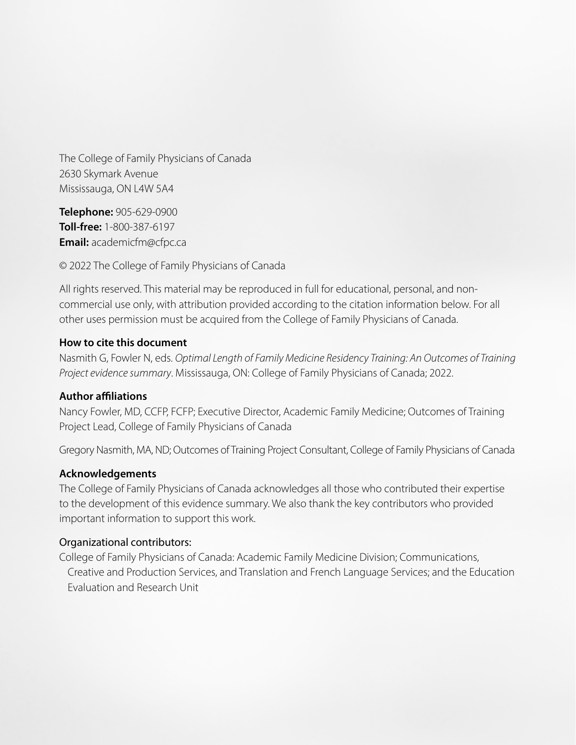The College of Family Physicians of Canada
2630 Skymark Avenue
Mississauga, ON L4W 5A4

**Telephone:** 905-629-0900
**Toll-free:** 1-800-387-6197
**Email:** academicfm@cfpc.ca

© 2022 The College of Family Physicians of Canada

All rights reserved. This material may be reproduced in full for educational, personal, and non-commercial use only, with attribution provided according to the citation information below. For all other uses permission must be acquired from the College of Family Physicians of Canada.

**How to cite this document**

Nasmith G, Fowler N, eds. *Optimal Length of Family Medicine Residency Training: An Outcomes of Training Project evidence summary*. Mississauga, ON: College of Family Physicians of Canada; 2022.

**Author affiliations**

Nancy Fowler, MD, CCFP, FCFP; Executive Director, Academic Family Medicine; Outcomes of Training Project Lead, College of Family Physicians of Canada

Gregory Nasmith, MA, ND; Outcomes of Training Project Consultant, College of Family Physicians of Canada

**Acknowledgements**

The College of Family Physicians of Canada acknowledges all those who contributed their expertise to the development of this evidence summary. We also thank the key contributors who provided important information to support this work.

Organizational contributors:

College of Family Physicians of Canada: Academic Family Medicine Division; Communications, Creative and Production Services, and Translation and French Language Services; and the Education Evaluation and Research Unit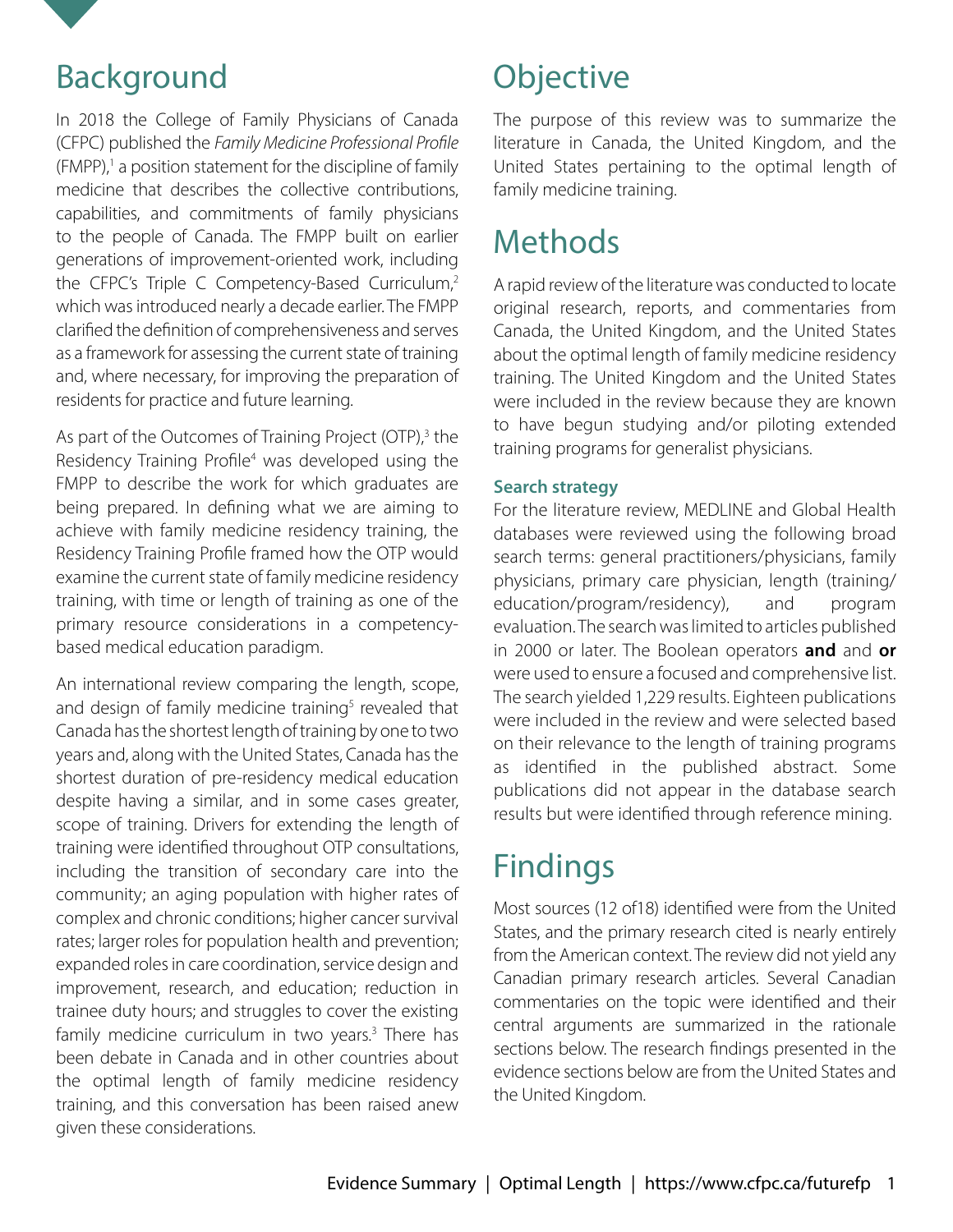## Background

In 2018 the College of Family Physicians of Canada (CFPC) published the *Family Medicine Professional Profile* (FMPP),[1] a position statement for the discipline of family medicine that describes the collective contributions, capabilities, and commitments of family physicians to the people of Canada. The FMPP built on earlier generations of improvement-oriented work, including the CFPC's Triple C Competency-Based Curriculum,[2] which was introduced nearly a decade earlier. The FMPP clarified the definition of comprehensiveness and serves as a framework for assessing the current state of training and, where necessary, for improving the preparation of residents for practice and future learning.

As part of the Outcomes of Training Project (OTP),[3] the Residency Training Profile[4] was developed using the FMPP to describe the work for which graduates are being prepared. In defining what we are aiming to achieve with family medicine residency training, the Residency Training Profile framed how the OTP would examine the current state of family medicine residency training, with time or length of training as one of the primary resource considerations in a competency-based medical education paradigm.

An international review comparing the length, scope, and design of family medicine training[5] revealed that Canada has the shortest length of training by one to two years and, along with the United States, Canada has the shortest duration of pre-residency medical education despite having a similar, and in some cases greater, scope of training. Drivers for extending the length of training were identified throughout OTP consultations, including the transition of secondary care into the community; an aging population with higher rates of complex and chronic conditions; higher cancer survival rates; larger roles for population health and prevention; expanded roles in care coordination, service design and improvement, research, and education; reduction in trainee duty hours; and struggles to cover the existing family medicine curriculum in two years.[3] There has been debate in Canada and in other countries about the optimal length of family medicine residency training, and this conversation has been raised anew given these considerations.

## Objective

The purpose of this review was to summarize the literature in Canada, the United Kingdom, and the United States pertaining to the optimal length of family medicine training.

## Methods

A rapid review of the literature was conducted to locate original research, reports, and commentaries from Canada, the United Kingdom, and the United States about the optimal length of family medicine residency training. The United Kingdom and the United States were included in the review because they are known to have begun studying and/or piloting extended training programs for generalist physicians.

### Search strategy

For the literature review, MEDLINE and Global Health databases were reviewed using the following broad search terms: general practitioners/physicians, family physicians, primary care physician, length (training/education/program/residency), and program evaluation. The search was limited to articles published in 2000 or later. The Boolean operators **and** and **or** were used to ensure a focused and comprehensive list. The search yielded 1,229 results. Eighteen publications were included in the review and were selected based on their relevance to the length of training programs as identified in the published abstract. Some publications did not appear in the database search results but were identified through reference mining.

## Findings

Most sources (12 of18) identified were from the United States, and the primary research cited is nearly entirely from the American context. The review did not yield any Canadian primary research articles. Several Canadian commentaries on the topic were identified and their central arguments are summarized in the rationale sections below. The research findings presented in the evidence sections below are from the United States and the United Kingdom.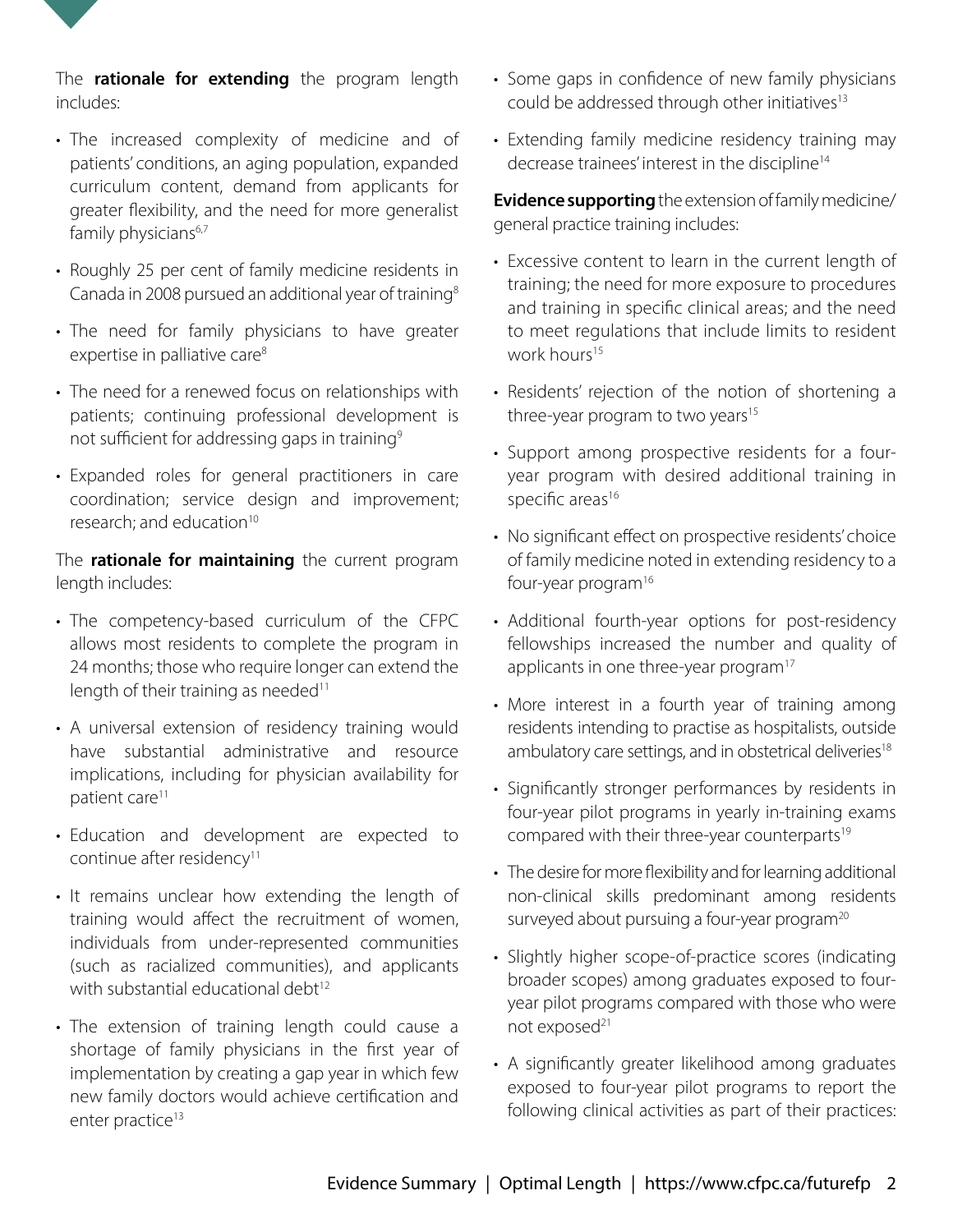The **rationale for extending** the program length includes:

- The increased complexity of medicine and of patients' conditions, an aging population, expanded curriculum content, demand from applicants for greater flexibility, and the need for more generalist family physicians[6,7]
- Roughly 25 per cent of family medicine residents in Canada in 2008 pursued an additional year of training[8]
- The need for family physicians to have greater expertise in palliative care[8]
- The need for a renewed focus on relationships with patients; continuing professional development is not sufficient for addressing gaps in training[9]
- Expanded roles for general practitioners in care coordination; service design and improvement; research; and education[10]

The **rationale for maintaining** the current program length includes:

- The competency-based curriculum of the CFPC allows most residents to complete the program in 24 months; those who require longer can extend the length of their training as needed[11]
- A universal extension of residency training would have substantial administrative and resource implications, including for physician availability for patient care[11]
- Education and development are expected to continue after residency[11]
- It remains unclear how extending the length of training would affect the recruitment of women, individuals from under-represented communities (such as racialized communities), and applicants with substantial educational debt[12]
- The extension of training length could cause a shortage of family physicians in the first year of implementation by creating a gap year in which few new family doctors would achieve certification and enter practice[13]
- Some gaps in confidence of new family physicians could be addressed through other initiatives[13]
- Extending family medicine residency training may decrease trainees' interest in the discipline[14]

**Evidence supporting** the extension of family medicine/general practice training includes:

- Excessive content to learn in the current length of training; the need for more exposure to procedures and training in specific clinical areas; and the need to meet regulations that include limits to resident work hours[15]
- Residents' rejection of the notion of shortening a three-year program to two years[15]
- Support among prospective residents for a four-year program with desired additional training in specific areas[16]
- No significant effect on prospective residents' choice of family medicine noted in extending residency to a four-year program[16]
- Additional fourth-year options for post-residency fellowships increased the number and quality of applicants in one three-year program[17]
- More interest in a fourth year of training among residents intending to practise as hospitalists, outside ambulatory care settings, and in obstetrical deliveries[18]
- Significantly stronger performances by residents in four-year pilot programs in yearly in-training exams compared with their three-year counterparts[19]
- The desire for more flexibility and for learning additional non-clinical skills predominant among residents surveyed about pursuing a four-year program[20]
- Slightly higher scope-of-practice scores (indicating broader scopes) among graduates exposed to four-year pilot programs compared with those who were not exposed[21]
- A significantly greater likelihood among graduates exposed to four-year pilot programs to report the following clinical activities as part of their practices: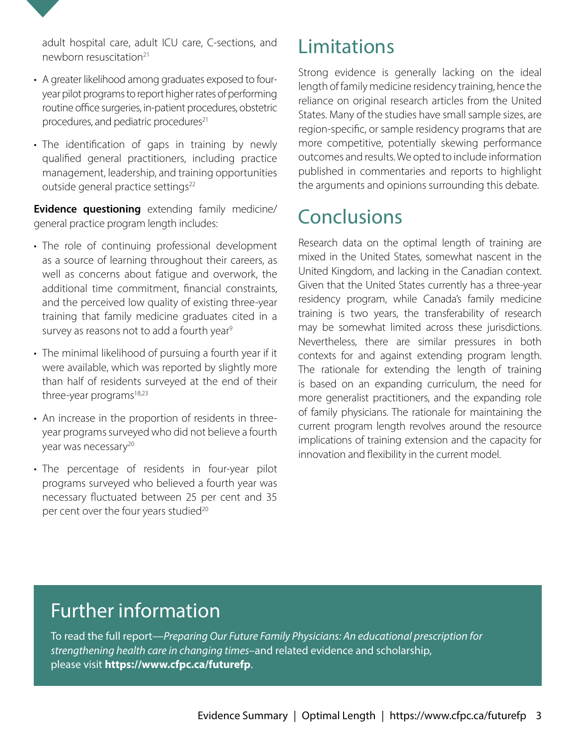adult hospital care, adult ICU care, C-sections, and newborn resuscitation[21]

- A greater likelihood among graduates exposed to four-year pilot programs to report higher rates of performing routine office surgeries, in-patient procedures, obstetric procedures, and pediatric procedures[21]
- The identification of gaps in training by newly qualified general practitioners, including practice management, leadership, and training opportunities outside general practice settings[22]

**Evidence questioning** extending family medicine/general practice program length includes:

- The role of continuing professional development as a source of learning throughout their careers, as well as concerns about fatigue and overwork, the additional time commitment, financial constraints, and the perceived low quality of existing three-year training that family medicine graduates cited in a survey as reasons not to add a fourth year[9]
- The minimal likelihood of pursuing a fourth year if it were available, which was reported by slightly more than half of residents surveyed at the end of their three-year programs[18,23]
- An increase in the proportion of residents in three-year programs surveyed who did not believe a fourth year was necessary[20]
- The percentage of residents in four-year pilot programs surveyed who believed a fourth year was necessary fluctuated between 25 per cent and 35 per cent over the four years studied[20]

## Limitations

Strong evidence is generally lacking on the ideal length of family medicine residency training, hence the reliance on original research articles from the United States. Many of the studies have small sample sizes, are region-specific, or sample residency programs that are more competitive, potentially skewing performance outcomes and results. We opted to include information published in commentaries and reports to highlight the arguments and opinions surrounding this debate.

## Conclusions

Research data on the optimal length of training are mixed in the United States, somewhat nascent in the United Kingdom, and lacking in the Canadian context. Given that the United States currently has a three-year residency program, while Canada's family medicine training is two years, the transferability of research may be somewhat limited across these jurisdictions. Nevertheless, there are similar pressures in both contexts for and against extending program length. The rationale for extending the length of training is based on an expanding curriculum, the need for more generalist practitioners, and the expanding role of family physicians. The rationale for maintaining the current program length revolves around the resource implications of training extension and the capacity for innovation and flexibility in the current model.

## Further information

To read the full report—*Preparing Our Future Family Physicians: An educational prescription for strengthening health care in changing times*–and related evidence and scholarship, please visit **https://www.cfpc.ca/futurefp**.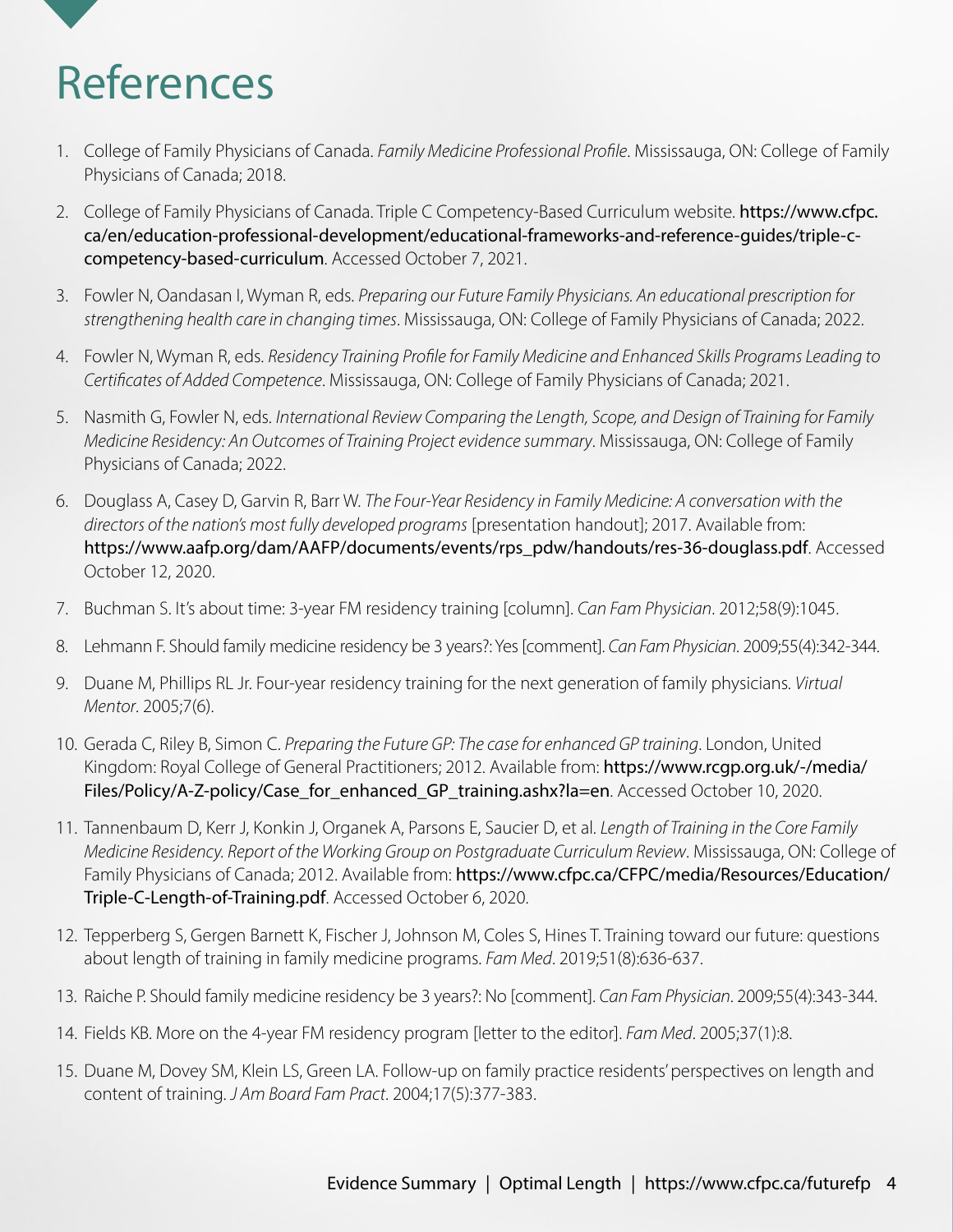# References

1. College of Family Physicians of Canada. *Family Medicine Professional Profile*. Mississauga, ON: College of Family Physicians of Canada; 2018.
2. College of Family Physicians of Canada. Triple C Competency-Based Curriculum website. **https://www.cfpc.ca/en/education-professional-development/educational-frameworks-and-reference-guides/triple-c-competency-based-curriculum**. Accessed October 7, 2021.
3. Fowler N, Oandasan I, Wyman R, eds. *Preparing our Future Family Physicians. An educational prescription for strengthening health care in changing times*. Mississauga, ON: College of Family Physicians of Canada; 2022.
4. Fowler N, Wyman R, eds. *Residency Training Profile for Family Medicine and Enhanced Skills Programs Leading to Certificates of Added Competence*. Mississauga, ON: College of Family Physicians of Canada; 2021.
5. Nasmith G, Fowler N, eds. *International Review Comparing the Length, Scope, and Design of Training for Family Medicine Residency: An Outcomes of Training Project evidence summary*. Mississauga, ON: College of Family Physicians of Canada; 2022.
6. Douglass A, Casey D, Garvin R, Barr W. *The Four-Year Residency in Family Medicine: A conversation with the directors of the nation's most fully developed programs* [presentation handout]; 2017. Available from: **https://www.aafp.org/dam/AAFP/documents/events/rps_pdw/handouts/res-36-douglass.pdf**. Accessed October 12, 2020.
7. Buchman S. It's about time: 3-year FM residency training [column]. *Can Fam Physician*. 2012;58(9):1045.
8. Lehmann F. Should family medicine residency be 3 years?: Yes [comment]. *Can Fam Physician*. 2009;55(4):342-344.
9. Duane M, Phillips RL Jr. Four-year residency training for the next generation of family physicians. *Virtual Mentor*. 2005;7(6).
10. Gerada C, Riley B, Simon C. *Preparing the Future GP: The case for enhanced GP training*. London, United Kingdom: Royal College of General Practitioners; 2012. Available from: **https://www.rcgp.org.uk/-/media/Files/Policy/A-Z-policy/Case_for_enhanced_GP_training.ashx?la=en**. Accessed October 10, 2020.
11. Tannenbaum D, Kerr J, Konkin J, Organek A, Parsons E, Saucier D, et al. *Length of Training in the Core Family Medicine Residency. Report of the Working Group on Postgraduate Curriculum Review*. Mississauga, ON: College of Family Physicians of Canada; 2012. Available from: **https://www.cfpc.ca/CFPC/media/Resources/Education/Triple-C-Length-of-Training.pdf**. Accessed October 6, 2020.
12. Tepperberg S, Gergen Barnett K, Fischer J, Johnson M, Coles S, Hines T. Training toward our future: questions about length of training in family medicine programs. *Fam Med*. 2019;51(8):636-637.
13. Raiche P. Should family medicine residency be 3 years?: No [comment]. *Can Fam Physician*. 2009;55(4):343-344.
14. Fields KB. More on the 4-year FM residency program [letter to the editor]. *Fam Med*. 2005;37(1):8.
15. Duane M, Dovey SM, Klein LS, Green LA. Follow-up on family practice residents' perspectives on length and content of training. *J Am Board Fam Pract*. 2004;17(5):377-383.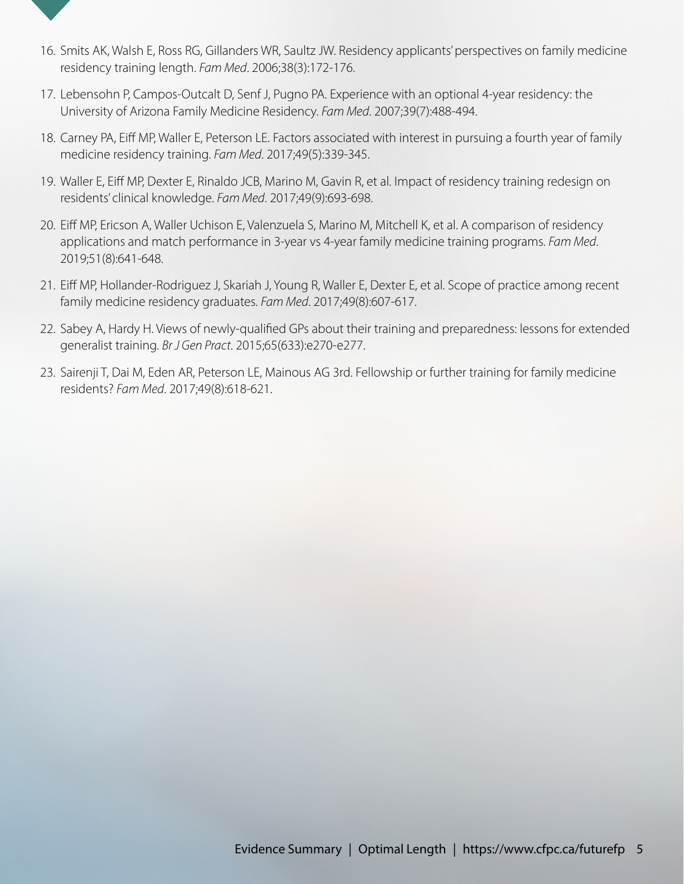16. Smits AK, Walsh E, Ross RG, Gillanders WR, Saultz JW. Residency applicants' perspectives on family medicine residency training length. *Fam Med*. 2006;38(3):172-176.
17. Lebensohn P, Campos-Outcalt D, Senf J, Pugno PA. Experience with an optional 4-year residency: the University of Arizona Family Medicine Residency. *Fam Med*. 2007;39(7):488-494.
18. Carney PA, Eiff MP, Waller E, Peterson LE. Factors associated with interest in pursuing a fourth year of family medicine residency training. *Fam Med*. 2017;49(5):339-345.
19. Waller E, Eiff MP, Dexter E, Rinaldo JCB, Marino M, Gavin R, et al. Impact of residency training redesign on residents' clinical knowledge. *Fam Med*. 2017;49(9):693-698.
20. Eiff MP, Ericson A, Waller Uchison E, Valenzuela S, Marino M, Mitchell K, et al. A comparison of residency applications and match performance in 3-year vs 4-year family medicine training programs. *Fam Med*. 2019;51(8):641-648.
21. Eiff MP, Hollander-Rodriguez J, Skariah J, Young R, Waller E, Dexter E, et al. Scope of practice among recent family medicine residency graduates. *Fam Med*. 2017;49(8):607-617.
22. Sabey A, Hardy H. Views of newly-qualified GPs about their training and preparedness: lessons for extended generalist training. *Br J Gen Pract*. 2015;65(633):e270-e277.
23. Sairenji T, Dai M, Eden AR, Peterson LE, Mainous AG 3rd. Fellowship or further training for family medicine residents? *Fam Med*. 2017;49(8):618-621.